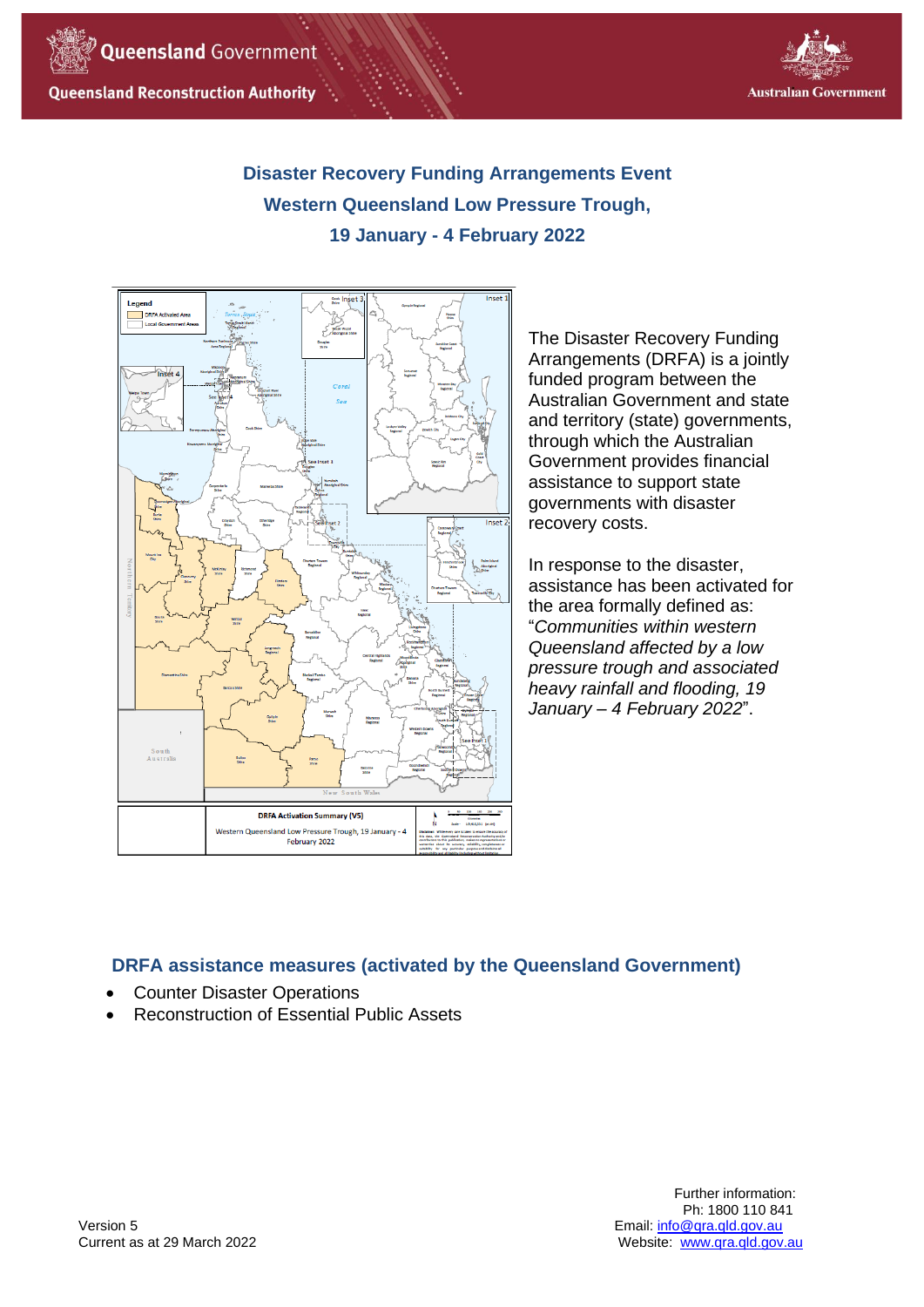# Disaster Recovery Funding Arrangements Event Western Queensland Low Pressure Trough, 19 January - 4 February 2022

The Disaster Recovery Funding Arrangements (DRFA) is a jointly funded program between the Australian Government and state and territory (state) governments, through which the Australian Government provides financial assistance to support state governments with disaster recovery costs.

In response to the disaster, assistance has been activated for the area formally defined as: "*Communities within western Queensland affected by a low pressure trough and associated heavy rainfall and flooding, 19 January – 4 February 2022*".

## DRFA assistance measures (activated by the Queensland Government)

- Counter Disaster Operations
- Reconstruction of Essential Public Assets

Version 5
Current as at 29 March 2022

Further information:
Ph: 1800 110 841
Email: info@qra.qld.gov.au
Website: www.qra.qld.gov.au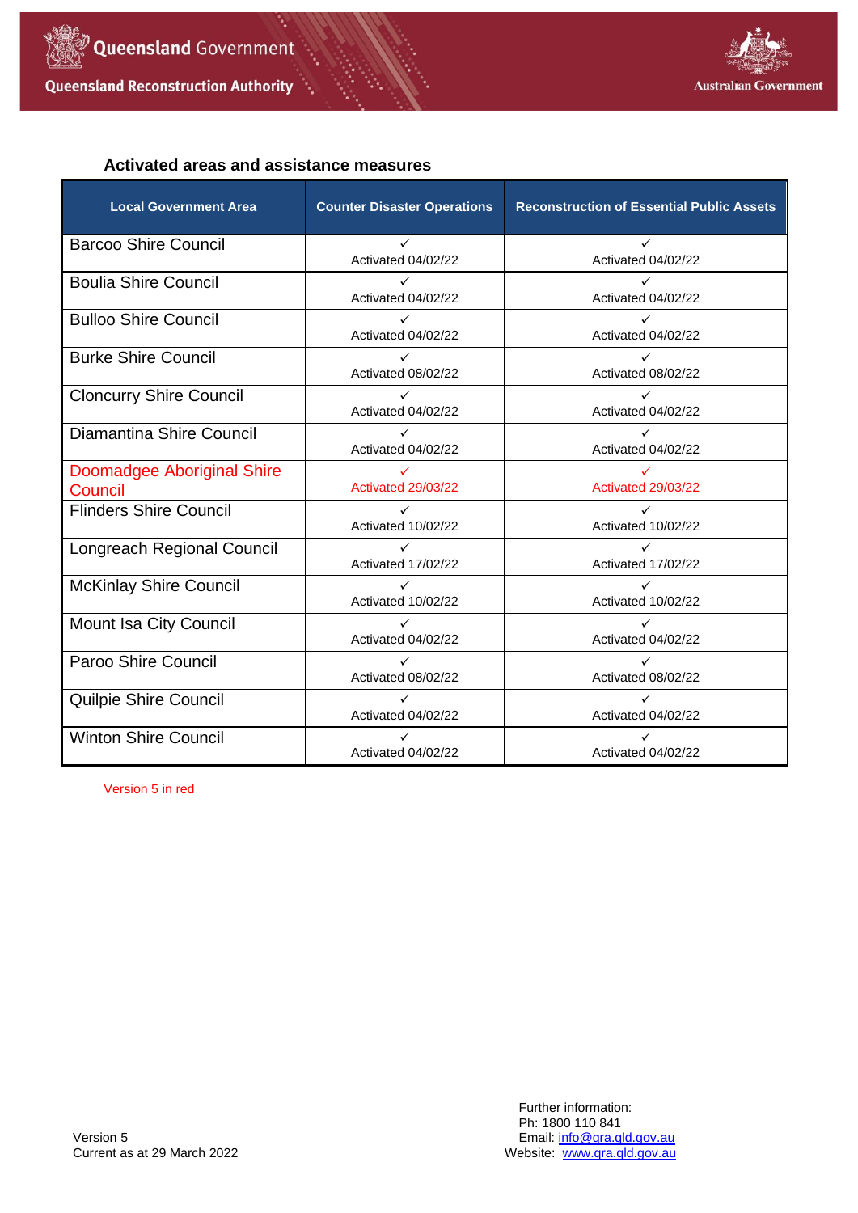### Activated areas and assistance measures

| Local Government Area | Counter Disaster Operations | Reconstruction of Essential Public Assets |
|---|---|---|
| Barcoo Shire Council | ✓ Activated 04/02/22 | ✓ Activated 04/02/22 |
| Boulia Shire Council | ✓ Activated 04/02/22 | ✓ Activated 04/02/22 |
| Bulloo Shire Council | ✓ Activated 04/02/22 | ✓ Activated 04/02/22 |
| Burke Shire Council | ✓ Activated 08/02/22 | ✓ Activated 08/02/22 |
| Cloncurry Shire Council | ✓ Activated 04/02/22 | ✓ Activated 04/02/22 |
| Diamantina Shire Council | ✓ Activated 04/02/22 | ✓ Activated 04/02/22 |
| Doomadgee Aboriginal Shire Council | ✓ Activated 29/03/22 | ✓ Activated 29/03/22 |
| Flinders Shire Council | ✓ Activated 10/02/22 | ✓ Activated 10/02/22 |
| Longreach Regional Council | ✓ Activated 17/02/22 | ✓ Activated 17/02/22 |
| McKinlay Shire Council | ✓ Activated 10/02/22 | ✓ Activated 10/02/22 |
| Mount Isa City Council | ✓ Activated 04/02/22 | ✓ Activated 04/02/22 |
| Paroo Shire Council | ✓ Activated 08/02/22 | ✓ Activated 08/02/22 |
| Quilpie Shire Council | ✓ Activated 04/02/22 | ✓ Activated 04/02/22 |
| Winton Shire Council | ✓ Activated 04/02/22 | ✓ Activated 04/02/22 |

Version 5 in red

Version 5
Current as at 29 March 2022

Further information:
Ph: 1800 110 841
Email: info@qra.qld.gov.au
Website: www.qra.qld.gov.au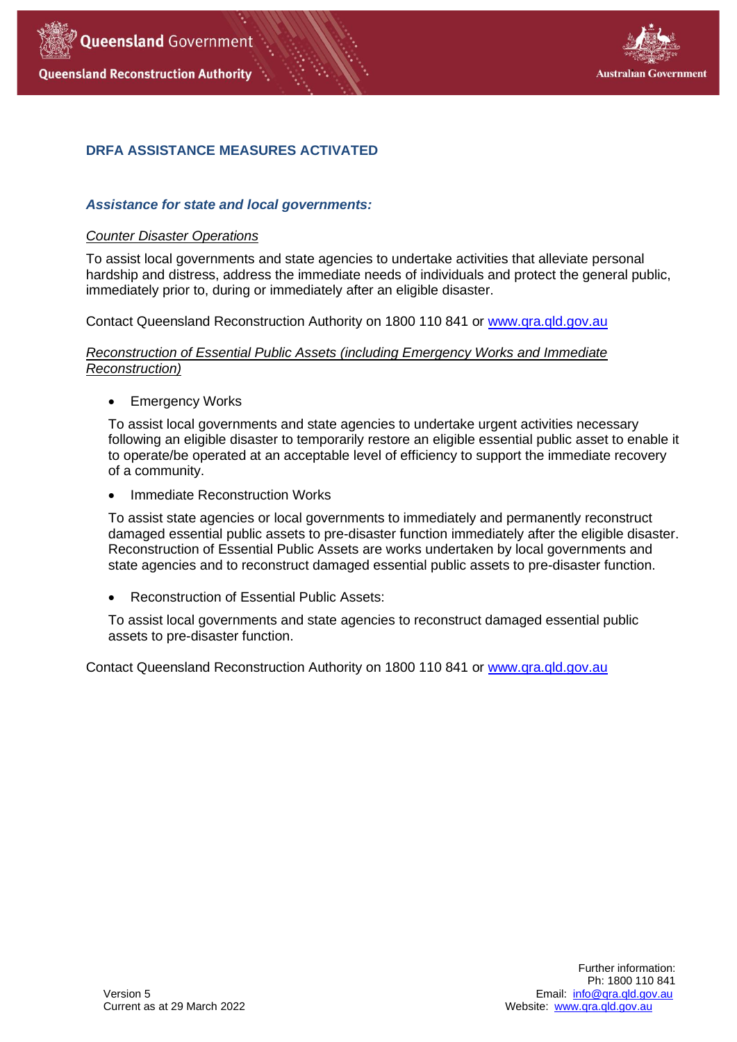## DRFA ASSISTANCE MEASURES ACTIVATED

### *Assistance for state and local governments:*

*Counter Disaster Operations*

To assist local governments and state agencies to undertake activities that alleviate personal hardship and distress, address the immediate needs of individuals and protect the general public, immediately prior to, during or immediately after an eligible disaster.

Contact Queensland Reconstruction Authority on 1800 110 841 or www.qra.qld.gov.au

*Reconstruction of Essential Public Assets (including Emergency Works and Immediate Reconstruction)*

- Emergency Works

  To assist local governments and state agencies to undertake urgent activities necessary following an eligible disaster to temporarily restore an eligible essential public asset to enable it to operate/be operated at an acceptable level of efficiency to support the immediate recovery of a community.

- Immediate Reconstruction Works

  To assist state agencies or local governments to immediately and permanently reconstruct damaged essential public assets to pre-disaster function immediately after the eligible disaster. Reconstruction of Essential Public Assets are works undertaken by local governments and state agencies and to reconstruct damaged essential public assets to pre-disaster function.

- Reconstruction of Essential Public Assets:

  To assist local governments and state agencies to reconstruct damaged essential public assets to pre-disaster function.

Contact Queensland Reconstruction Authority on 1800 110 841 or www.qra.qld.gov.au

Version 5
Current as at 29 March 2022

Further information:
Ph: 1800 110 841
Email: info@qra.qld.gov.au
Website: www.qra.qld.gov.au